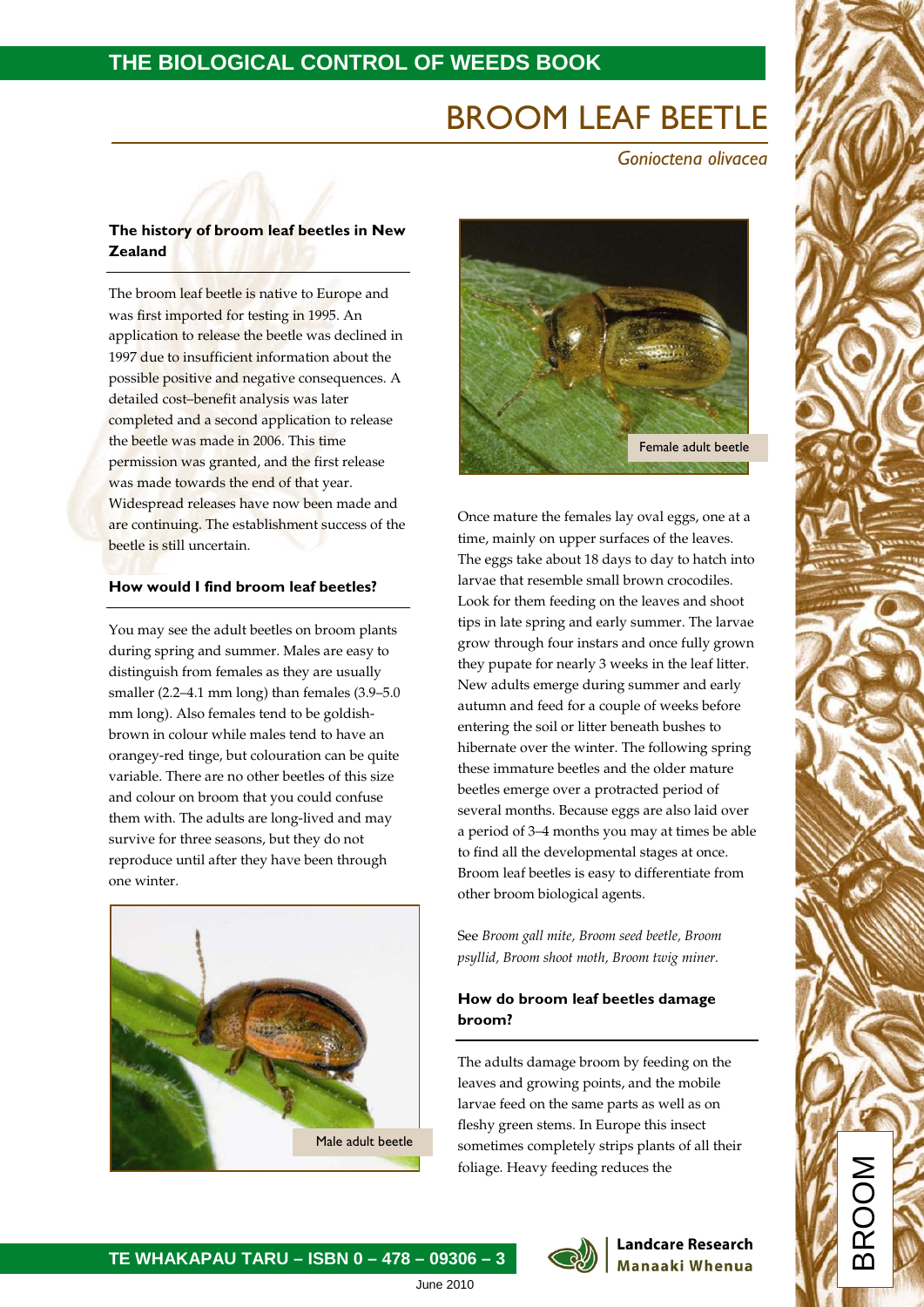# BROOM LEAF BEETLE

*Gonioctena olivacea*

### The history of broom leaf beetles in New Zealand

The broom leaf beetle is native to Europe and was first imported for testing in 1995. An application to release the beetle was declined in 1997 due to insufficient information about the possible positive and negative consequences. A detailed cost–benefit analysis was later completed and a second application to release the beetle was made in 2006. This time permission was granted, and the first release was made towards the end of that year. Widespread releases have now been made and are continuing. The establishment success of the beetle is still uncertain.

### How would I find broom leaf beetles?

You may see the adult beetles on broom plants during spring and summer. Males are easy to distinguish from females as they are usually smaller (2.2–4.1 mm long) than females (3.9–5.0 mm long). Also females tend to be goldish-brown in colour while males tend to have an orangey-red tinge, but colouration can be quite variable. There are no other beetles of this size and colour on broom that you could confuse them with. The adults are long-lived and may survive for three seasons, but they do not reproduce until after they have been through one winter.

Male adult beetle

Female adult beetle

Once mature the females lay oval eggs, one at a time, mainly on upper surfaces of the leaves. The eggs take about 18 days to day to hatch into larvae that resemble small brown crocodiles. Look for them feeding on the leaves and shoot tips in late spring and early summer. The larvae grow through four instars and once fully grown they pupate for nearly 3 weeks in the leaf litter. New adults emerge during summer and early autumn and feed for a couple of weeks before entering the soil or litter beneath bushes to hibernate over the winter. The following spring these immature beetles and the older mature beetles emerge over a protracted period of several months. Because eggs are also laid over a period of 3–4 months you may at times be able to find all the developmental stages at once. Broom leaf beetles is easy to differentiate from other broom biological agents.

See *Broom gall mite, Broom seed beetle, Broom psyllid, Broom shoot moth, Broom twig miner*.

### How do broom leaf beetles damage broom?

The adults damage broom by feeding on the leaves and growing points, and the mobile larvae feed on the same parts as well as on fleshy green stems. In Europe this insect sometimes completely strips plants of all their foliage. Heavy feeding reduces the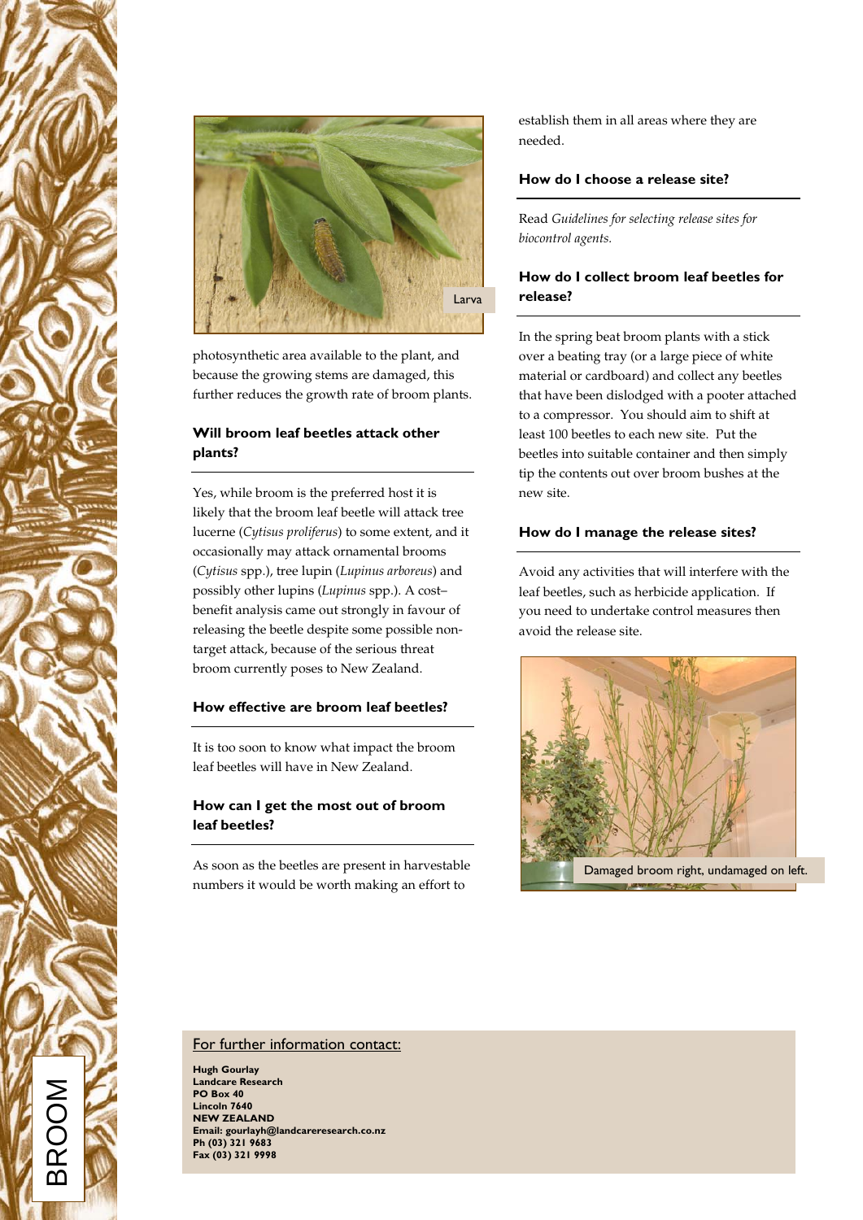Larva

photosynthetic area available to the plant, and because the growing stems are damaged, this further reduces the growth rate of broom plants.

## Will broom leaf beetles attack other plants?

Yes, while broom is the preferred host it is likely that the broom leaf beetle will attack tree lucerne (*Cytisus proliferus*) to some extent, and it occasionally may attack ornamental brooms (*Cytisus* spp.), tree lupin (*Lupinus arboreus*) and possibly other lupins (*Lupinus* spp.). A cost–benefit analysis came out strongly in favour of releasing the beetle despite some possible non-target attack, because of the serious threat broom currently poses to New Zealand.

## How effective are broom leaf beetles?

It is too soon to know what impact the broom leaf beetles will have in New Zealand.

## How can I get the most out of broom leaf beetles?

As soon as the beetles are present in harvestable numbers it would be worth making an effort to establish them in all areas where they are needed.

## How do I choose a release site?

Read *Guidelines for selecting release sites for biocontrol agents.*

## How do I collect broom leaf beetles for release?

In the spring beat broom plants with a stick over a beating tray (or a large piece of white material or cardboard) and collect any beetles that have been dislodged with a pooter attached to a compressor. You should aim to shift at least 100 beetles to each new site. Put the beetles into suitable container and then simply tip the contents out over broom bushes at the new site.

## How do I manage the release sites?

Avoid any activities that will interfere with the leaf beetles, such as herbicide application. If you need to undertake control measures then avoid the release site.

Damaged broom right, undamaged on left.

For further information contact:

**Hugh Gourlay**
**Landcare Research**
**PO Box 40**
**Lincoln 7640**
**NEW ZEALAND**
**Email: gourlayh@landcareresearch.co.nz**
**Ph (03) 321 9683**
**Fax (03) 321 9998**

BROOM